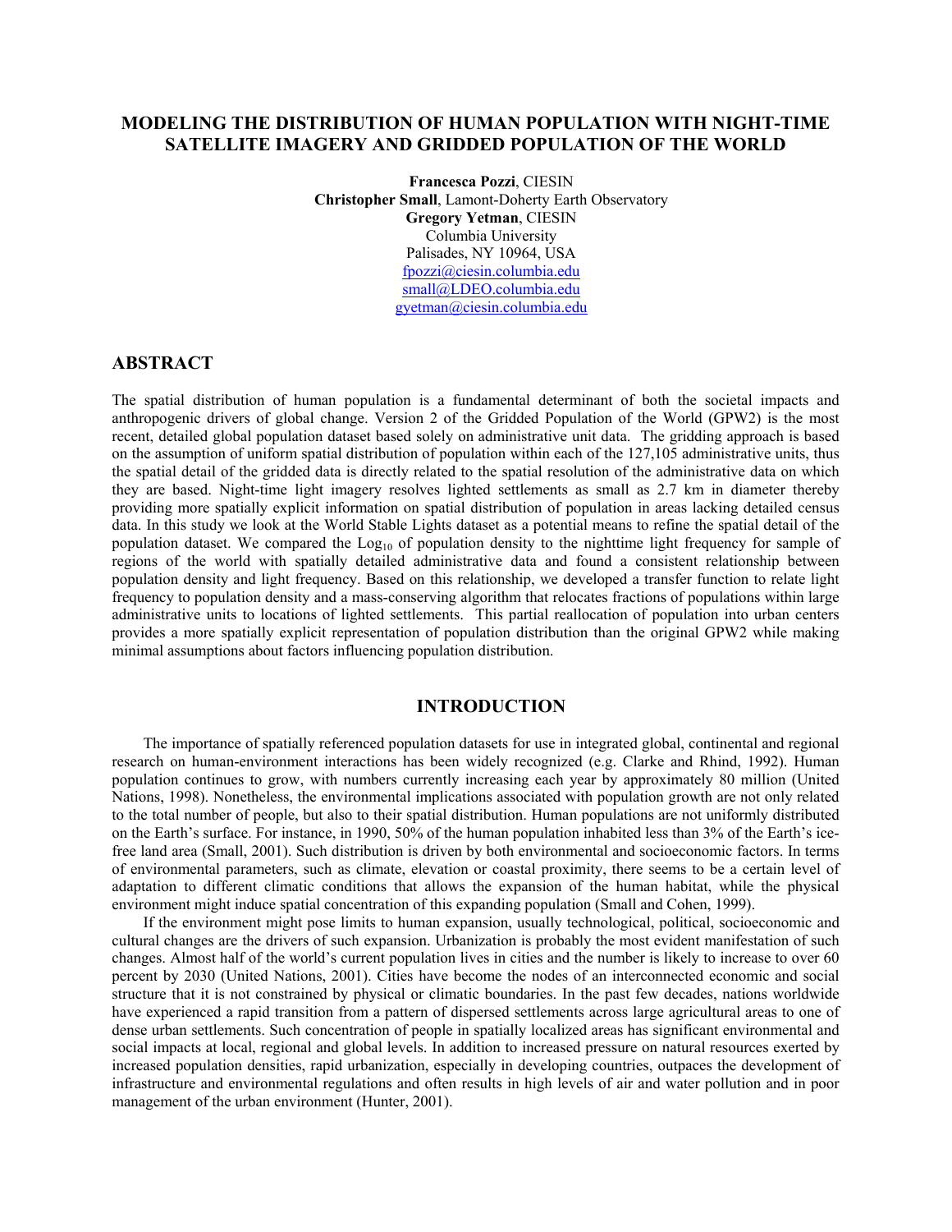# MODELING THE DISTRIBUTION OF HUMAN POPULATION WITH NIGHT-TIME SATELLITE IMAGERY AND GRIDDED POPULATION OF THE WORLD

**Francesca Pozzi**, CIESIN  
**Christopher Small**, Lamont-Doherty Earth Observatory  
**Gregory Yetman**, CIESIN  
Columbia University  
Palisades, NY 10964, USA  
fpozzi@ciesin.columbia.edu  
small@LDEO.columbia.edu  
gyetman@ciesin.columbia.edu

## ABSTRACT

The spatial distribution of human population is a fundamental determinant of both the societal impacts and anthropogenic drivers of global change. Version 2 of the Gridded Population of the World (GPW2) is the most recent, detailed global population dataset based solely on administrative unit data. The gridding approach is based on the assumption of uniform spatial distribution of population within each of the 127,105 administrative units, thus the spatial detail of the gridded data is directly related to the spatial resolution of the administrative data on which they are based. Night-time light imagery resolves lighted settlements as small as 2.7 km in diameter thereby providing more spatially explicit information on spatial distribution of population in areas lacking detailed census data. In this study we look at the World Stable Lights dataset as a potential means to refine the spatial detail of the population dataset. We compared the $\mathrm{Log}_{10}$ of population density to the nighttime light frequency for sample of regions of the world with spatially detailed administrative data and found a consistent relationship between population density and light frequency. Based on this relationship, we developed a transfer function to relate light frequency to population density and a mass-conserving algorithm that relocates fractions of populations within large administrative units to locations of lighted settlements. This partial reallocation of population into urban centers provides a more spatially explicit representation of population distribution than the original GPW2 while making minimal assumptions about factors influencing population distribution.

## INTRODUCTION

The importance of spatially referenced population datasets for use in integrated global, continental and regional research on human-environment interactions has been widely recognized (e.g. Clarke and Rhind, 1992). Human population continues to grow, with numbers currently increasing each year by approximately 80 million (United Nations, 1998). Nonetheless, the environmental implications associated with population growth are not only related to the total number of people, but also to their spatial distribution. Human populations are not uniformly distributed on the Earth's surface. For instance, in 1990, 50% of the human population inhabited less than 3% of the Earth's ice-free land area (Small, 2001). Such distribution is driven by both environmental and socioeconomic factors. In terms of environmental parameters, such as climate, elevation or coastal proximity, there seems to be a certain level of adaptation to different climatic conditions that allows the expansion of the human habitat, while the physical environment might induce spatial concentration of this expanding population (Small and Cohen, 1999).

If the environment might pose limits to human expansion, usually technological, political, socioeconomic and cultural changes are the drivers of such expansion. Urbanization is probably the most evident manifestation of such changes. Almost half of the world's current population lives in cities and the number is likely to increase to over 60 percent by 2030 (United Nations, 2001). Cities have become the nodes of an interconnected economic and social structure that it is not constrained by physical or climatic boundaries. In the past few decades, nations worldwide have experienced a rapid transition from a pattern of dispersed settlements across large agricultural areas to one of dense urban settlements. Such concentration of people in spatially localized areas has significant environmental and social impacts at local, regional and global levels. In addition to increased pressure on natural resources exerted by increased population densities, rapid urbanization, especially in developing countries, outpaces the development of infrastructure and environmental regulations and often results in high levels of air and water pollution and in poor management of the urban environment (Hunter, 2001).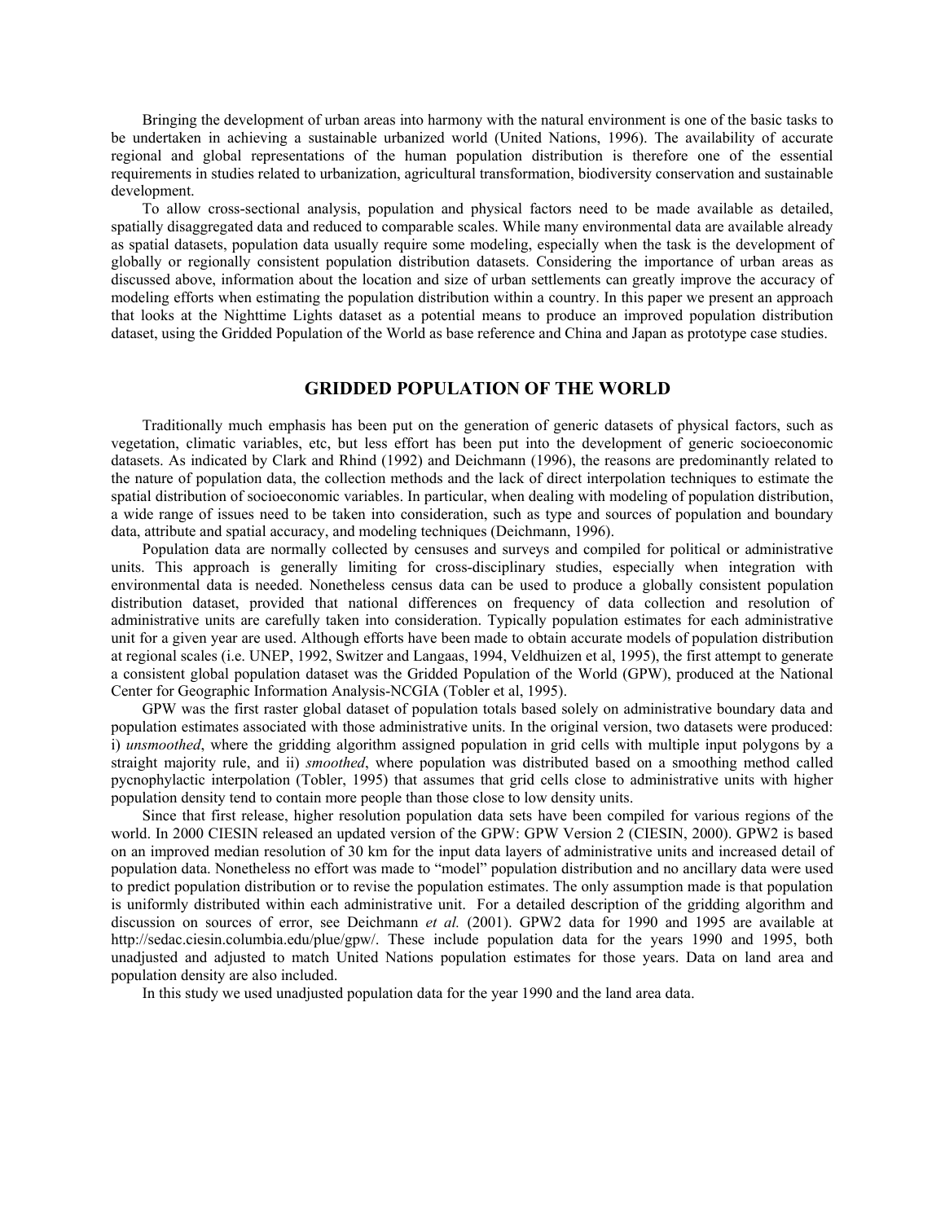Bringing the development of urban areas into harmony with the natural environment is one of the basic tasks to be undertaken in achieving a sustainable urbanized world (United Nations, 1996). The availability of accurate regional and global representations of the human population distribution is therefore one of the essential requirements in studies related to urbanization, agricultural transformation, biodiversity conservation and sustainable development.

To allow cross-sectional analysis, population and physical factors need to be made available as detailed, spatially disaggregated data and reduced to comparable scales. While many environmental data are available already as spatial datasets, population data usually require some modeling, especially when the task is the development of globally or regionally consistent population distribution datasets. Considering the importance of urban areas as discussed above, information about the location and size of urban settlements can greatly improve the accuracy of modeling efforts when estimating the population distribution within a country. In this paper we present an approach that looks at the Nighttime Lights dataset as a potential means to produce an improved population distribution dataset, using the Gridded Population of the World as base reference and China and Japan as prototype case studies.

## GRIDDED POPULATION OF THE WORLD

Traditionally much emphasis has been put on the generation of generic datasets of physical factors, such as vegetation, climatic variables, etc, but less effort has been put into the development of generic socioeconomic datasets. As indicated by Clark and Rhind (1992) and Deichmann (1996), the reasons are predominantly related to the nature of population data, the collection methods and the lack of direct interpolation techniques to estimate the spatial distribution of socioeconomic variables. In particular, when dealing with modeling of population distribution, a wide range of issues need to be taken into consideration, such as type and sources of population and boundary data, attribute and spatial accuracy, and modeling techniques (Deichmann, 1996).

Population data are normally collected by censuses and surveys and compiled for political or administrative units. This approach is generally limiting for cross-disciplinary studies, especially when integration with environmental data is needed. Nonetheless census data can be used to produce a globally consistent population distribution dataset, provided that national differences on frequency of data collection and resolution of administrative units are carefully taken into consideration. Typically population estimates for each administrative unit for a given year are used. Although efforts have been made to obtain accurate models of population distribution at regional scales (i.e. UNEP, 1992, Switzer and Langaas, 1994, Veldhuizen et al, 1995), the first attempt to generate a consistent global population dataset was the Gridded Population of the World (GPW), produced at the National Center for Geographic Information Analysis-NCGIA (Tobler et al, 1995).

GPW was the first raster global dataset of population totals based solely on administrative boundary data and population estimates associated with those administrative units. In the original version, two datasets were produced: i) *unsmoothed*, where the gridding algorithm assigned population in grid cells with multiple input polygons by a straight majority rule, and ii) *smoothed*, where population was distributed based on a smoothing method called pycnophylactic interpolation (Tobler, 1995) that assumes that grid cells close to administrative units with higher population density tend to contain more people than those close to low density units.

Since that first release, higher resolution population data sets have been compiled for various regions of the world. In 2000 CIESIN released an updated version of the GPW: GPW Version 2 (CIESIN, 2000). GPW2 is based on an improved median resolution of 30 km for the input data layers of administrative units and increased detail of population data. Nonetheless no effort was made to "model" population distribution and no ancillary data were used to predict population distribution or to revise the population estimates. The only assumption made is that population is uniformly distributed within each administrative unit. For a detailed description of the gridding algorithm and discussion on sources of error, see Deichmann *et al.* (2001). GPW2 data for 1990 and 1995 are available at http://sedac.ciesin.columbia.edu/plue/gpw/. These include population data for the years 1990 and 1995, both unadjusted and adjusted to match United Nations population estimates for those years. Data on land area and population density are also included.

In this study we used unadjusted population data for the year 1990 and the land area data.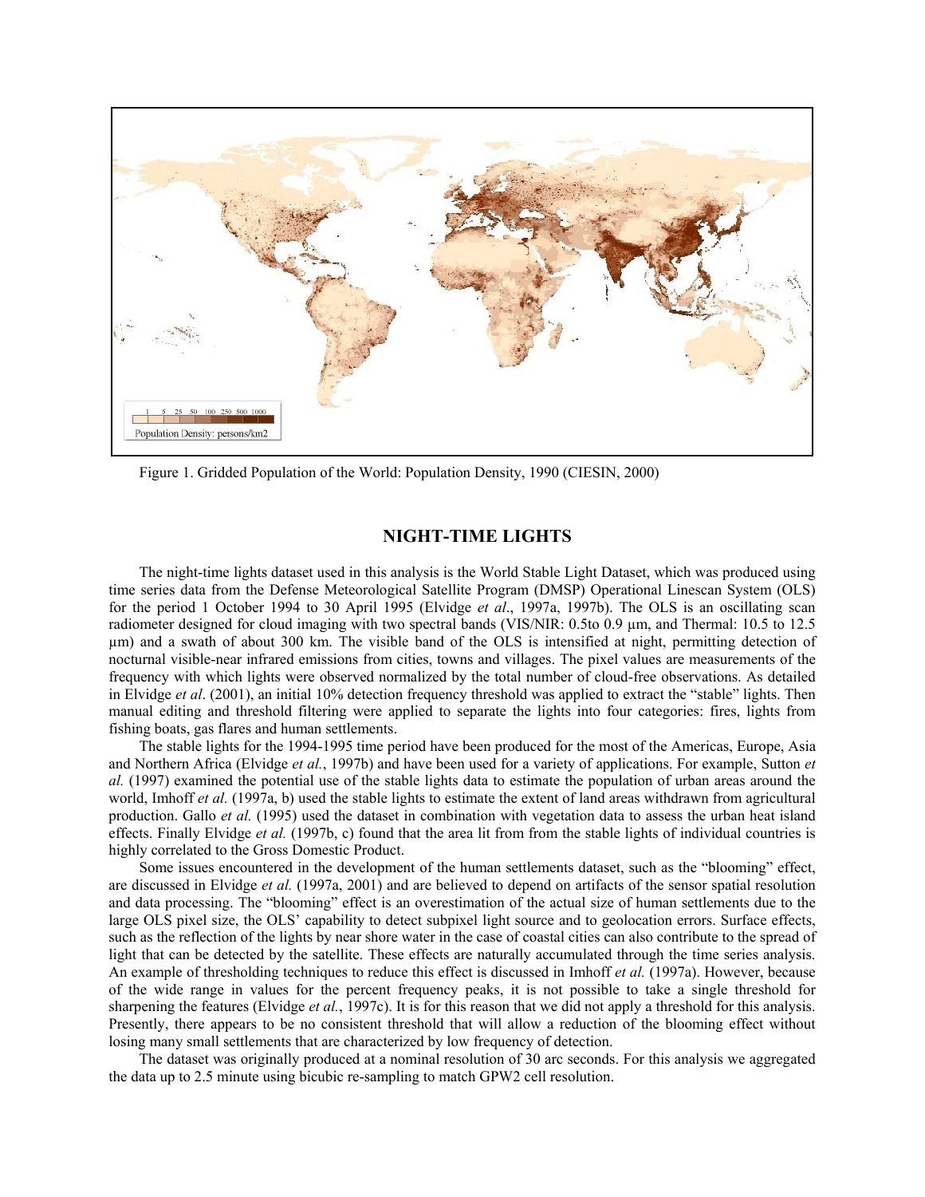Figure 1. Gridded Population of the World: Population Density, 1990 (CIESIN, 2000)

## NIGHT-TIME LIGHTS

The night-time lights dataset used in this analysis is the World Stable Light Dataset, which was produced using time series data from the Defense Meteorological Satellite Program (DMSP) Operational Linescan System (OLS) for the period 1 October 1994 to 30 April 1995 (Elvidge *et al*., 1997a, 1997b). The OLS is an oscillating scan radiometer designed for cloud imaging with two spectral bands (VIS/NIR: 0.5to 0.9 µm, and Thermal: 10.5 to 12.5 µm) and a swath of about 300 km. The visible band of the OLS is intensified at night, permitting detection of nocturnal visible-near infrared emissions from cities, towns and villages. The pixel values are measurements of the frequency with which lights were observed normalized by the total number of cloud-free observations. As detailed in Elvidge *et al*. (2001), an initial 10% detection frequency threshold was applied to extract the "stable" lights. Then manual editing and threshold filtering were applied to separate the lights into four categories: fires, lights from fishing boats, gas flares and human settlements.

The stable lights for the 1994-1995 time period have been produced for the most of the Americas, Europe, Asia and Northern Africa (Elvidge *et al.*, 1997b) and have been used for a variety of applications. For example, Sutton *et al.* (1997) examined the potential use of the stable lights data to estimate the population of urban areas around the world, Imhoff *et al.* (1997a, b) used the stable lights to estimate the extent of land areas withdrawn from agricultural production. Gallo *et al.* (1995) used the dataset in combination with vegetation data to assess the urban heat island effects. Finally Elvidge *et al.* (1997b, c) found that the area lit from from the stable lights of individual countries is highly correlated to the Gross Domestic Product.

Some issues encountered in the development of the human settlements dataset, such as the "blooming" effect, are discussed in Elvidge *et al.* (1997a, 2001) and are believed to depend on artifacts of the sensor spatial resolution and data processing. The "blooming" effect is an overestimation of the actual size of human settlements due to the large OLS pixel size, the OLS' capability to detect subpixel light source and to geolocation errors. Surface effects, such as the reflection of the lights by near shore water in the case of coastal cities can also contribute to the spread of light that can be detected by the satellite. These effects are naturally accumulated through the time series analysis. An example of thresholding techniques to reduce this effect is discussed in Imhoff *et al.* (1997a). However, because of the wide range in values for the percent frequency peaks, it is not possible to take a single threshold for sharpening the features (Elvidge *et al.*, 1997c). It is for this reason that we did not apply a threshold for this analysis. Presently, there appears to be no consistent threshold that will allow a reduction of the blooming effect without losing many small settlements that are characterized by low frequency of detection.

The dataset was originally produced at a nominal resolution of 30 arc seconds. For this analysis we aggregated the data up to 2.5 minute using bicubic re-sampling to match GPW2 cell resolution.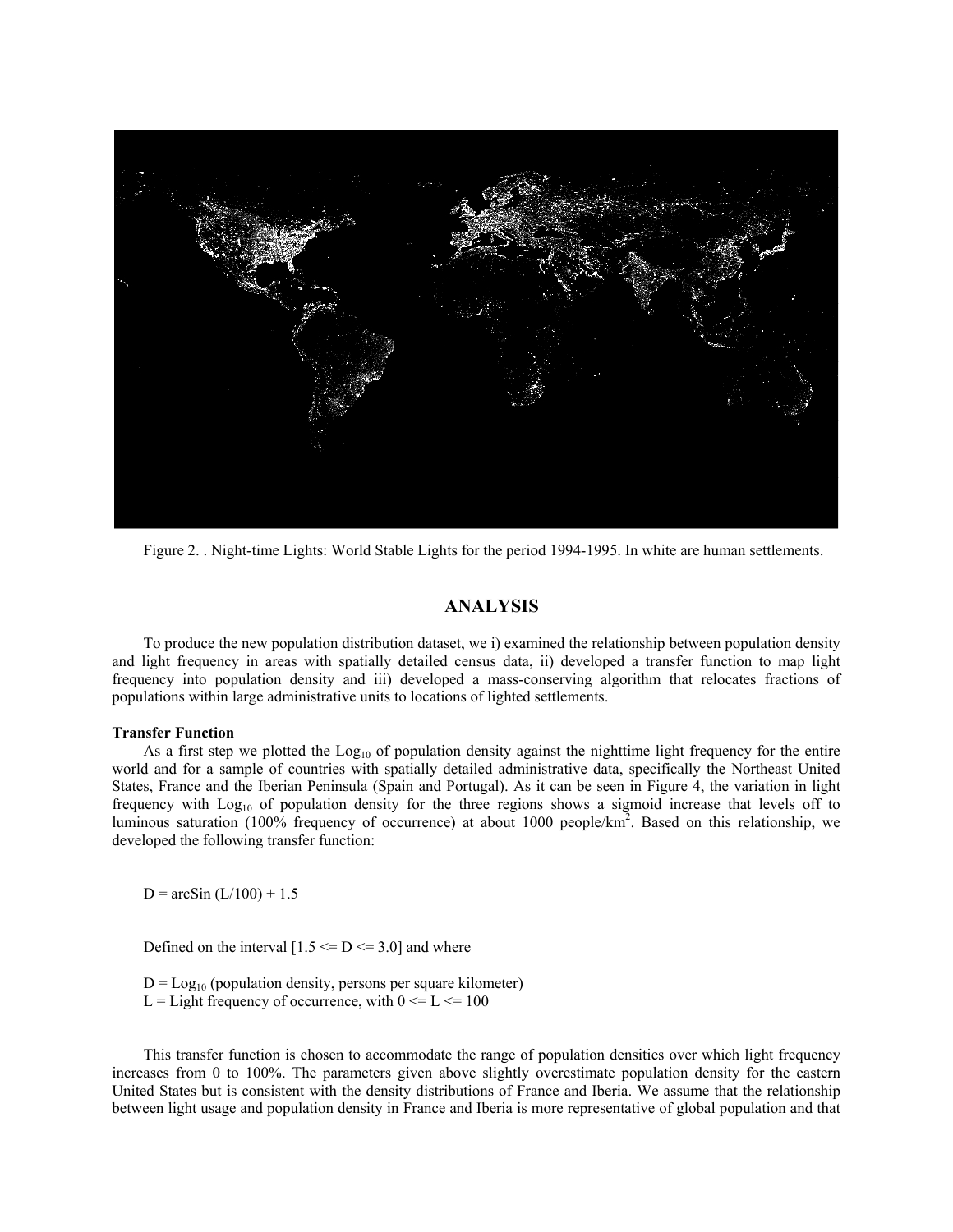Figure 2. . Night-time Lights: World Stable Lights for the period 1994-1995. In white are human settlements.

## ANALYSIS

To produce the new population distribution dataset, we i) examined the relationship between population density and light frequency in areas with spatially detailed census data, ii) developed a transfer function to map light frequency into population density and iii) developed a mass-conserving algorithm that relocates fractions of populations within large administrative units to locations of lighted settlements.

**Transfer Function**

As a first step we plotted the $Log_{10}$ of population density against the nighttime light frequency for the entire world and for a sample of countries with spatially detailed administrative data, specifically the Northeast United States, France and the Iberian Peninsula (Spain and Portugal). As it can be seen in Figure 4, the variation in light frequency with $Log_{10}$ of population density for the three regions shows a sigmoid increase that levels off to luminous saturation (100% frequency of occurrence) at about 1000 people/km$^2$. Based on this relationship, we developed the following transfer function:

$$D = \arcsin(L/100) + 1.5$$

Defined on the interval [$1.5 \le D \le 3.0$] and where

$D = Log_{10}$ (population density, persons per square kilometer)
$L$ = Light frequency of occurrence, with $0 \le L \le 100$

This transfer function is chosen to accommodate the range of population densities over which light frequency increases from 0 to 100%. The parameters given above slightly overestimate population density for the eastern United States but is consistent with the density distributions of France and Iberia. We assume that the relationship between light usage and population density in France and Iberia is more representative of global population and that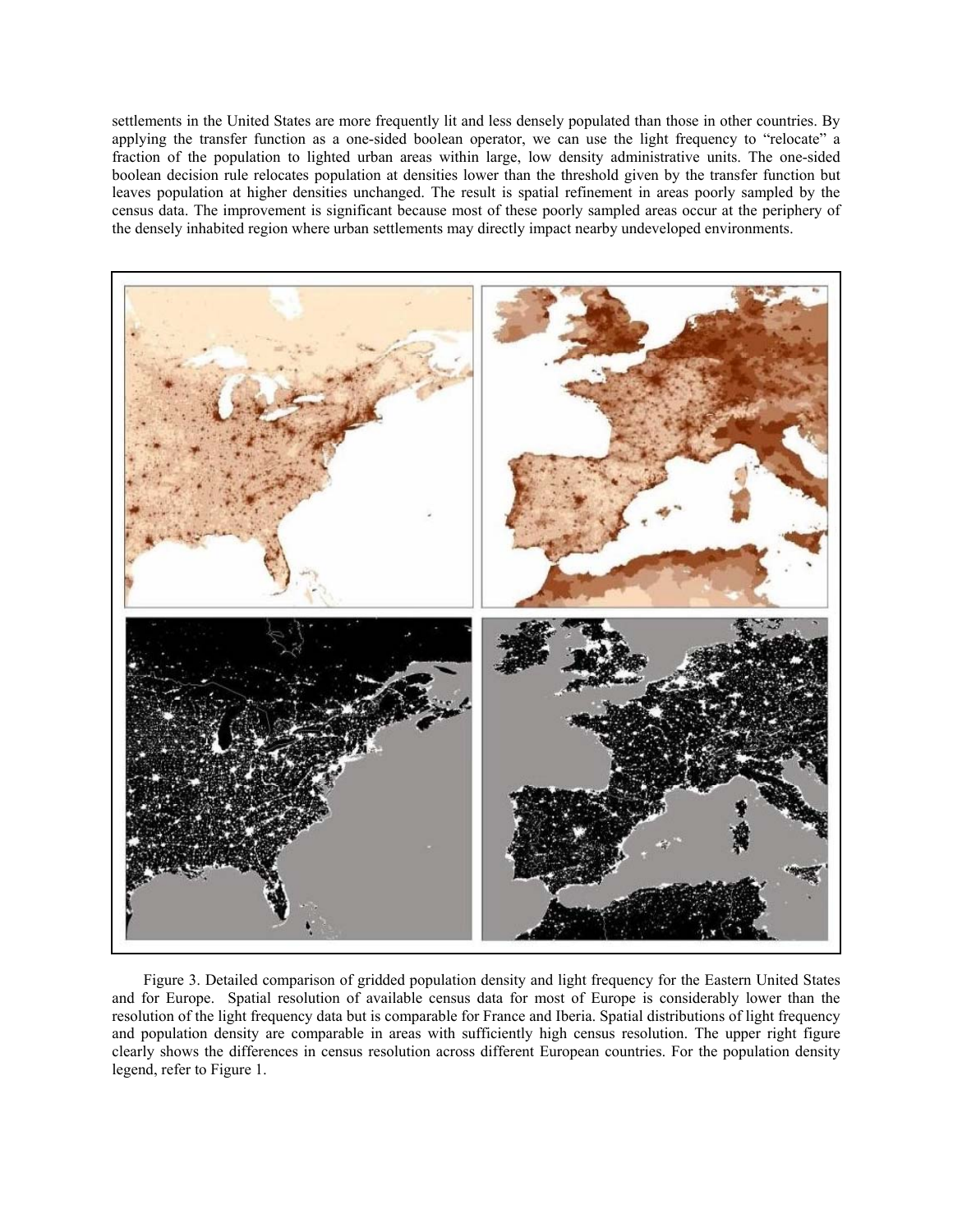settlements in the United States are more frequently lit and less densely populated than those in other countries. By applying the transfer function as a one-sided boolean operator, we can use the light frequency to "relocate" a fraction of the population to lighted urban areas within large, low density administrative units. The one-sided boolean decision rule relocates population at densities lower than the threshold given by the transfer function but leaves population at higher densities unchanged. The result is spatial refinement in areas poorly sampled by the census data. The improvement is significant because most of these poorly sampled areas occur at the periphery of the densely inhabited region where urban settlements may directly impact nearby undeveloped environments.

Figure 3. Detailed comparison of gridded population density and light frequency for the Eastern United States and for Europe. Spatial resolution of available census data for most of Europe is considerably lower than the resolution of the light frequency data but is comparable for France and Iberia. Spatial distributions of light frequency and population density are comparable in areas with sufficiently high census resolution. The upper right figure clearly shows the differences in census resolution across different European countries. For the population density legend, refer to Figure 1.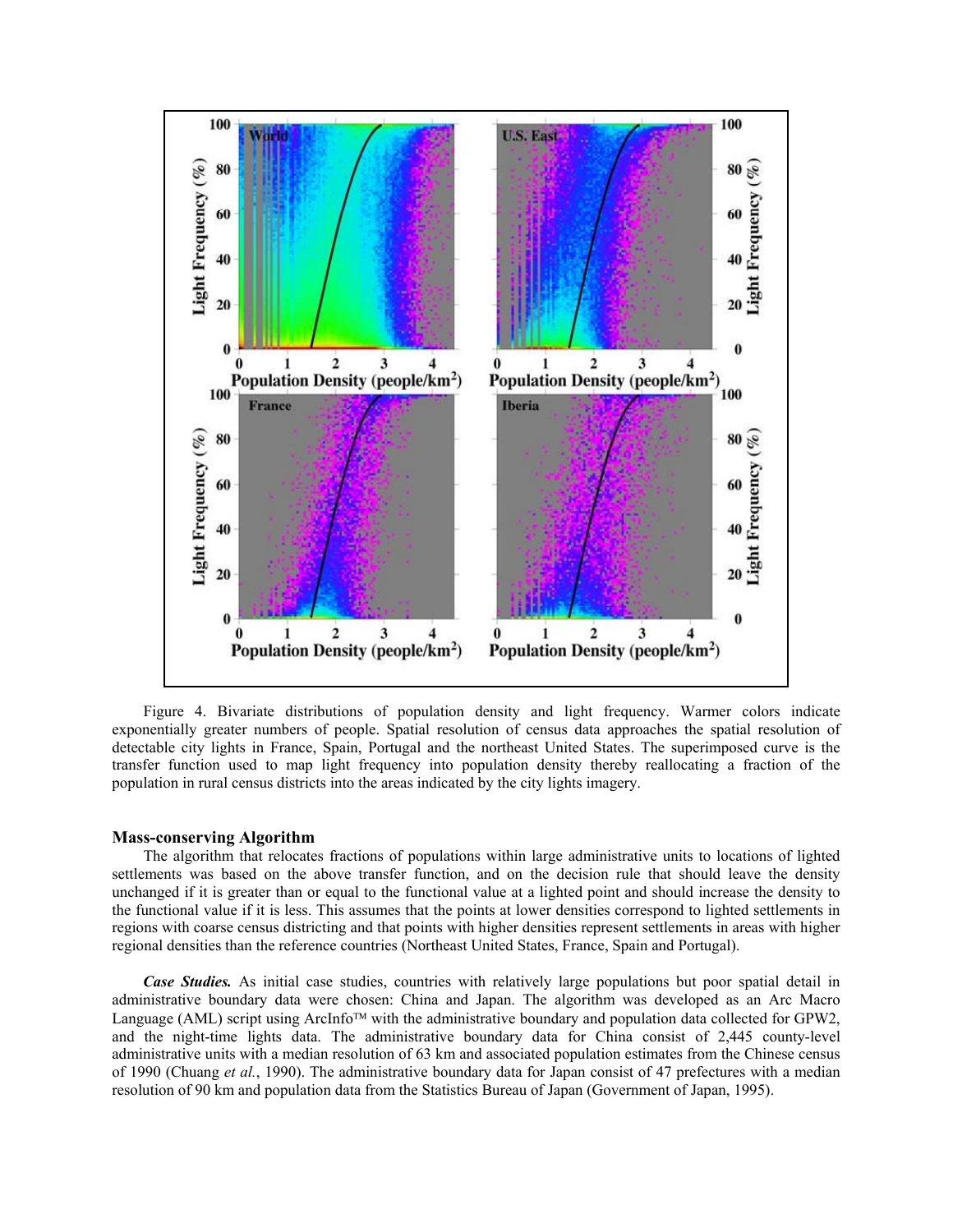Figure 4. Bivariate distributions of population density and light frequency. Warmer colors indicate exponentially greater numbers of people. Spatial resolution of census data approaches the spatial resolution of detectable city lights in France, Spain, Portugal and the northeast United States. The superimposed curve is the transfer function used to map light frequency into population density thereby reallocating a fraction of the population in rural census districts into the areas indicated by the city lights imagery.

### Mass-conserving Algorithm

The algorithm that relocates fractions of populations within large administrative units to locations of lighted settlements was based on the above transfer function, and on the decision rule that should leave the density unchanged if it is greater than or equal to the functional value at a lighted point and should increase the density to the functional value if it is less. This assumes that the points at lower densities correspond to lighted settlements in regions with coarse census districting and that points with higher densities represent settlements in areas with higher regional densities than the reference countries (Northeast United States, France, Spain and Portugal).

***Case Studies.*** As initial case studies, countries with relatively large populations but poor spatial detail in administrative boundary data were chosen: China and Japan. The algorithm was developed as an Arc Macro Language (AML) script using ArcInfo™ with the administrative boundary and population data collected for GPW2, and the night-time lights data. The administrative boundary data for China consist of 2,445 county-level administrative units with a median resolution of 63 km and associated population estimates from the Chinese census of 1990 (Chuang *et al.*, 1990). The administrative boundary data for Japan consist of 47 prefectures with a median resolution of 90 km and population data from the Statistics Bureau of Japan (Government of Japan, 1995).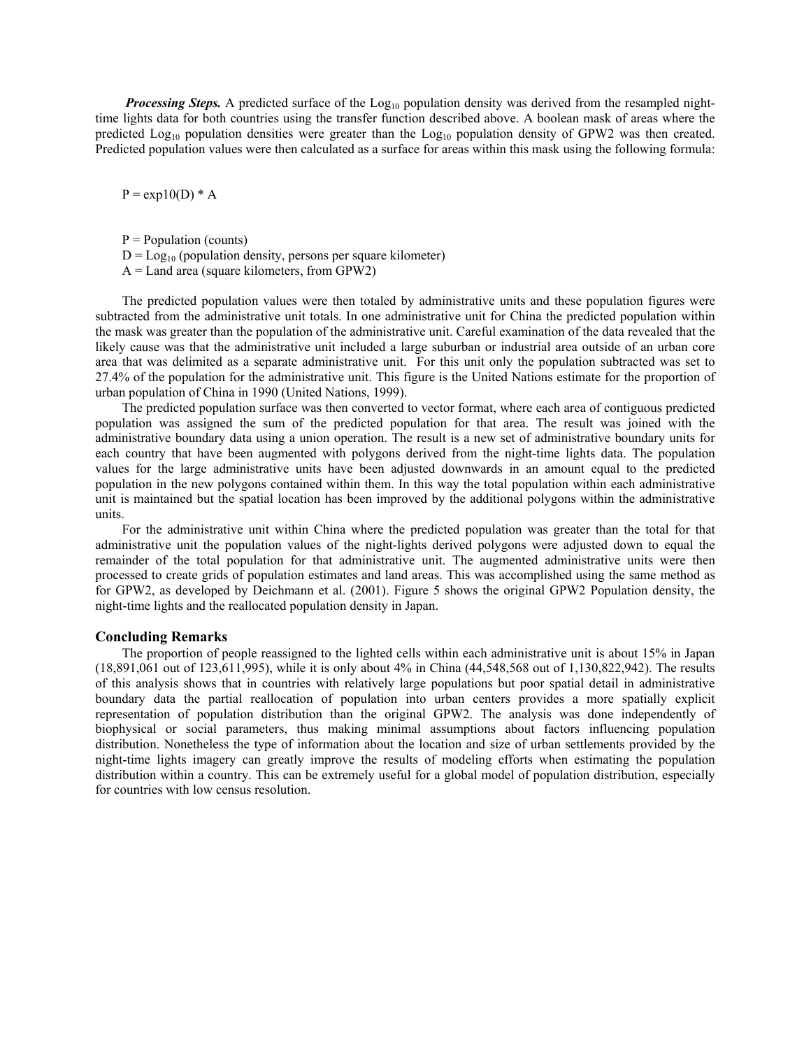***Processing Steps.*** A predicted surface of the $Log_{10}$ population density was derived from the resampled night-time lights data for both countries using the transfer function described above. A boolean mask of areas where the predicted $Log_{10}$ population densities were greater than the $Log_{10}$ population density of GPW2 was then created. Predicted population values were then calculated as a surface for areas within this mask using the following formula:

$$P = \exp10(D) * A$$

P = Population (counts)
D = $Log_{10}$ (population density, persons per square kilometer)
A = Land area (square kilometers, from GPW2)

The predicted population values were then totaled by administrative units and these population figures were subtracted from the administrative unit totals. In one administrative unit for China the predicted population within the mask was greater than the population of the administrative unit. Careful examination of the data revealed that the likely cause was that the administrative unit included a large suburban or industrial area outside of an urban core area that was delimited as a separate administrative unit. For this unit only the population subtracted was set to 27.4% of the population for the administrative unit. This figure is the United Nations estimate for the proportion of urban population of China in 1990 (United Nations, 1999).

The predicted population surface was then converted to vector format, where each area of contiguous predicted population was assigned the sum of the predicted population for that area. The result was joined with the administrative boundary data using a union operation. The result is a new set of administrative boundary units for each country that have been augmented with polygons derived from the night-time lights data. The population values for the large administrative units have been adjusted downwards in an amount equal to the predicted population in the new polygons contained within them. In this way the total population within each administrative unit is maintained but the spatial location has been improved by the additional polygons within the administrative units.

For the administrative unit within China where the predicted population was greater than the total for that administrative unit the population values of the night-lights derived polygons were adjusted down to equal the remainder of the total population for that administrative unit. The augmented administrative units were then processed to create grids of population estimates and land areas. This was accomplished using the same method as for GPW2, as developed by Deichmann et al. (2001). Figure 5 shows the original GPW2 Population density, the night-time lights and the reallocated population density in Japan.

## Concluding Remarks

The proportion of people reassigned to the lighted cells within each administrative unit is about 15% in Japan (18,891,061 out of 123,611,995), while it is only about 4% in China (44,548,568 out of 1,130,822,942). The results of this analysis shows that in countries with relatively large populations but poor spatial detail in administrative boundary data the partial reallocation of population into urban centers provides a more spatially explicit representation of population distribution than the original GPW2. The analysis was done independently of biophysical or social parameters, thus making minimal assumptions about factors influencing population distribution. Nonetheless the type of information about the location and size of urban settlements provided by the night-time lights imagery can greatly improve the results of modeling efforts when estimating the population distribution within a country. This can be extremely useful for a global model of population distribution, especially for countries with low census resolution.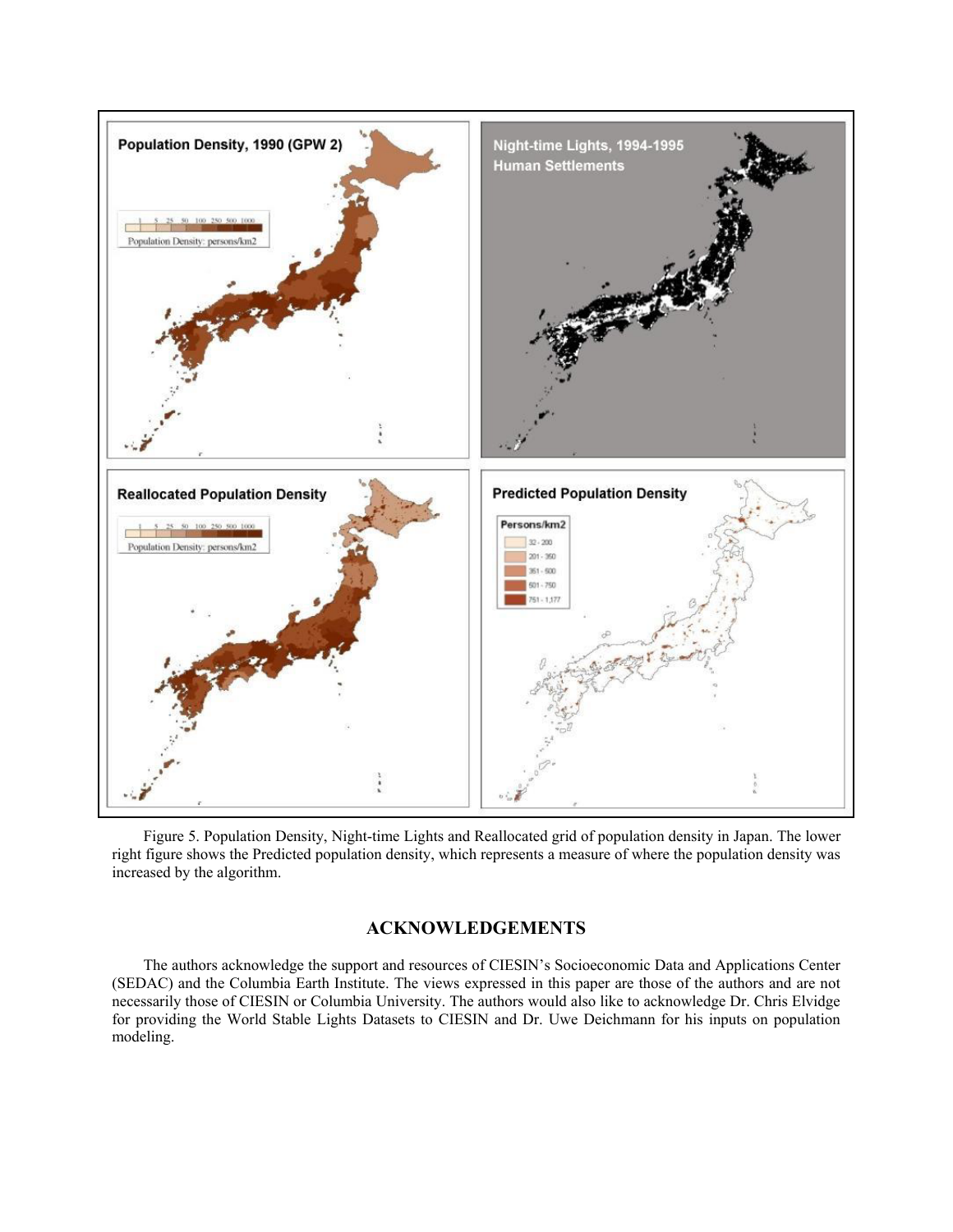Figure 5. Population Density, Night-time Lights and Reallocated grid of population density in Japan. The lower right figure shows the Predicted population density, which represents a measure of where the population density was increased by the algorithm.

## ACKNOWLEDGEMENTS

The authors acknowledge the support and resources of CIESIN's Socioeconomic Data and Applications Center (SEDAC) and the Columbia Earth Institute. The views expressed in this paper are those of the authors and are not necessarily those of CIESIN or Columbia University. The authors would also like to acknowledge Dr. Chris Elvidge for providing the World Stable Lights Datasets to CIESIN and Dr. Uwe Deichmann for his inputs on population modeling.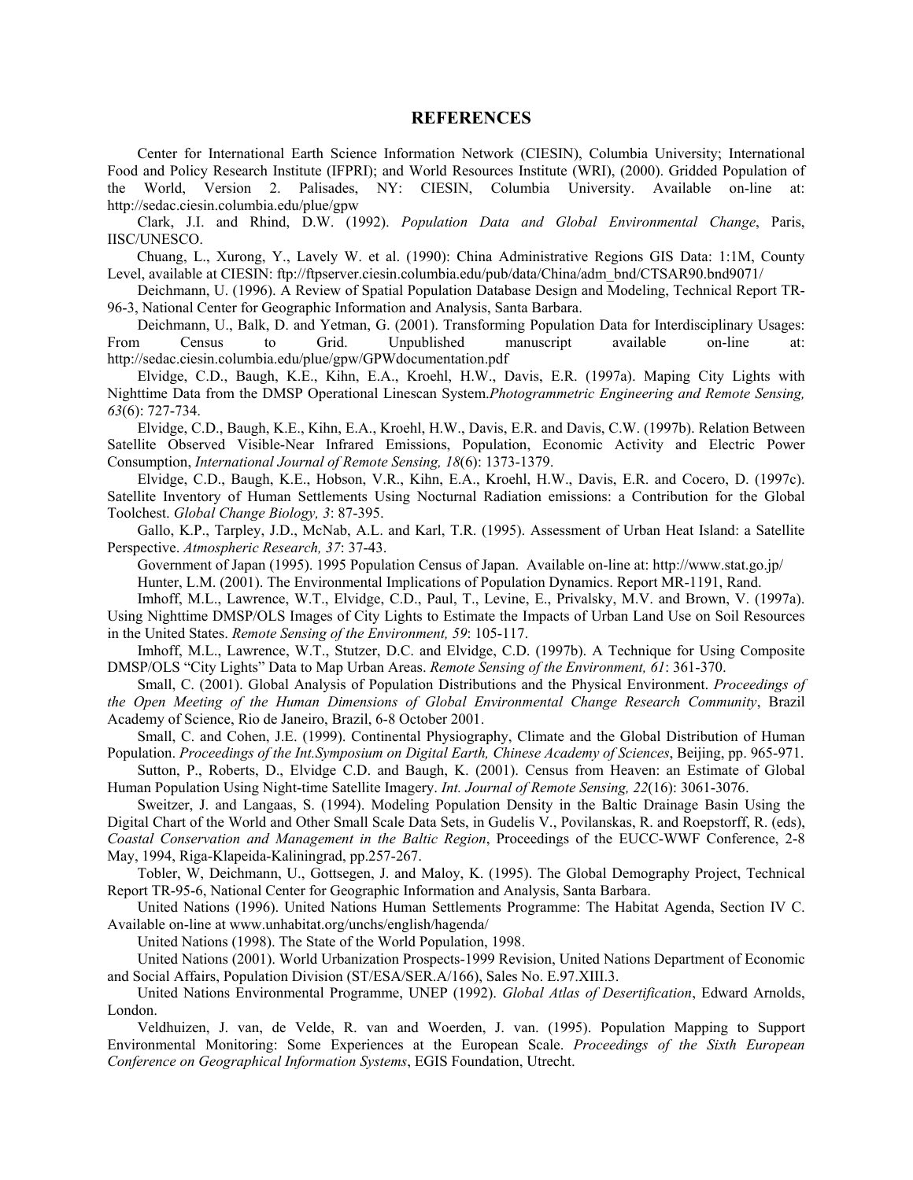## REFERENCES

Center for International Earth Science Information Network (CIESIN), Columbia University; International Food and Policy Research Institute (IFPRI); and World Resources Institute (WRI), (2000). Gridded Population of the World, Version 2. Palisades, NY: CIESIN, Columbia University. Available on-line at: http://sedac.ciesin.columbia.edu/plue/gpw

Clark, J.I. and Rhind, D.W. (1992). *Population Data and Global Environmental Change*, Paris, IISC/UNESCO.

Chuang, L., Xurong, Y., Lavely W. et al. (1990): China Administrative Regions GIS Data: 1:1M, County Level, available at CIESIN: ftp://ftpserver.ciesin.columbia.edu/pub/data/China/adm_bnd/CTSAR90.bnd9071/

Deichmann, U. (1996). A Review of Spatial Population Database Design and Modeling, Technical Report TR-96-3, National Center for Geographic Information and Analysis, Santa Barbara.

Deichmann, U., Balk, D. and Yetman, G. (2001). Transforming Population Data for Interdisciplinary Usages: From Census to Grid. Unpublished manuscript available on-line at: http://sedac.ciesin.columbia.edu/plue/gpw/GPWdocumentation.pdf

Elvidge, C.D., Baugh, K.E., Kihn, E.A., Kroehl, H.W., Davis, E.R. (1997a). Maping City Lights with Nighttime Data from the DMSP Operational Linescan System.*Photogrammetric Engineering and Remote Sensing, 63*(6): 727-734.

Elvidge, C.D., Baugh, K.E., Kihn, E.A., Kroehl, H.W., Davis, E.R. and Davis, C.W. (1997b). Relation Between Satellite Observed Visible-Near Infrared Emissions, Population, Economic Activity and Electric Power Consumption, *International Journal of Remote Sensing, 18*(6): 1373-1379.

Elvidge, C.D., Baugh, K.E., Hobson, V.R., Kihn, E.A., Kroehl, H.W., Davis, E.R. and Cocero, D. (1997c). Satellite Inventory of Human Settlements Using Nocturnal Radiation emissions: a Contribution for the Global Toolchest. *Global Change Biology, 3*: 87-395.

Gallo, K.P., Tarpley, J.D., McNab, A.L. and Karl, T.R. (1995). Assessment of Urban Heat Island: a Satellite Perspective. *Atmospheric Research, 37*: 37-43.

Government of Japan (1995). 1995 Population Census of Japan. Available on-line at: http://www.stat.go.jp/

Hunter, L.M. (2001). The Environmental Implications of Population Dynamics. Report MR-1191, Rand.

Imhoff, M.L., Lawrence, W.T., Elvidge, C.D., Paul, T., Levine, E., Privalsky, M.V. and Brown, V. (1997a). Using Nighttime DMSP/OLS Images of City Lights to Estimate the Impacts of Urban Land Use on Soil Resources in the United States. *Remote Sensing of the Environment, 59*: 105-117.

Imhoff, M.L., Lawrence, W.T., Stutzer, D.C. and Elvidge, C.D. (1997b). A Technique for Using Composite DMSP/OLS "City Lights" Data to Map Urban Areas. *Remote Sensing of the Environment, 61*: 361-370.

Small, C. (2001). Global Analysis of Population Distributions and the Physical Environment. *Proceedings of the Open Meeting of the Human Dimensions of Global Environmental Change Research Community*, Brazil Academy of Science, Rio de Janeiro, Brazil, 6-8 October 2001.

Small, C. and Cohen, J.E. (1999). Continental Physiography, Climate and the Global Distribution of Human Population. *Proceedings of the Int.Symposium on Digital Earth, Chinese Academy of Sciences*, Beijing, pp. 965-971.

Sutton, P., Roberts, D., Elvidge C.D. and Baugh, K. (2001). Census from Heaven: an Estimate of Global Human Population Using Night-time Satellite Imagery. *Int. Journal of Remote Sensing, 22*(16): 3061-3076.

Sweitzer, J. and Langaas, S. (1994). Modeling Population Density in the Baltic Drainage Basin Using the Digital Chart of the World and Other Small Scale Data Sets, in Gudelis V., Povilanskas, R. and Roepstorff, R. (eds), *Coastal Conservation and Management in the Baltic Region*, Proceedings of the EUCC-WWF Conference, 2-8 May, 1994, Riga-Klapeida-Kaliningrad, pp.257-267.

Tobler, W, Deichmann, U., Gottsegen, J. and Maloy, K. (1995). The Global Demography Project, Technical Report TR-95-6, National Center for Geographic Information and Analysis, Santa Barbara.

United Nations (1996). United Nations Human Settlements Programme: The Habitat Agenda, Section IV C. Available on-line at www.unhabitat.org/unchs/english/hagenda/

United Nations (1998). The State of the World Population, 1998.

United Nations (2001). World Urbanization Prospects-1999 Revision, United Nations Department of Economic and Social Affairs, Population Division (ST/ESA/SER.A/166), Sales No. E.97.XIII.3.

United Nations Environmental Programme, UNEP (1992). *Global Atlas of Desertification*, Edward Arnolds, London.

Veldhuizen, J. van, de Velde, R. van and Woerden, J. van. (1995). Population Mapping to Support Environmental Monitoring: Some Experiences at the European Scale. *Proceedings of the Sixth European Conference on Geographical Information Systems*, EGIS Foundation, Utrecht.